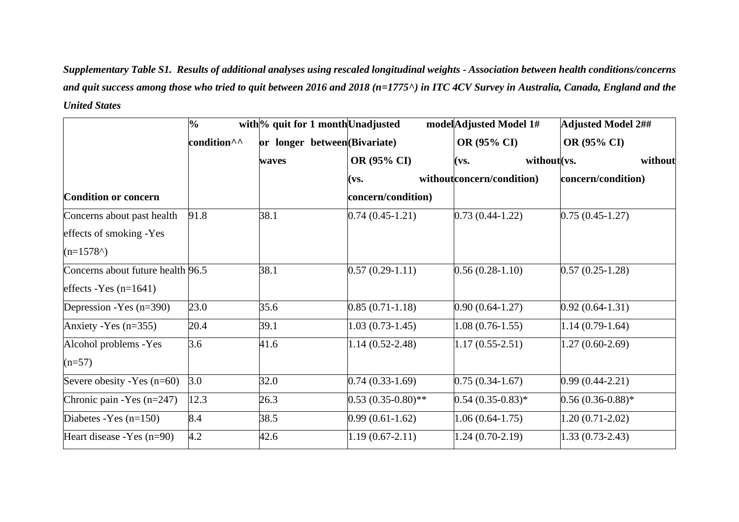***Supplementary Table S1. Results of additional analyses using rescaled longitudinal weights - Association between health conditions/concerns and quit success among those who tried to quit between 2016 and 2018 (n=1775^) in ITC 4CV Survey in Australia, Canada, England and the United States***

| Condition or concern | % with condition^^ | % quit for 1 month or longer between waves | Unadjusted model (Bivariate) OR (95% CI) (vs. without concern/condition) | Adjusted Model 1# OR (95% CI) (vs. without concern/condition) | Adjusted Model 2## OR (95% CI) (vs. without concern/condition) |
|---|---|---|---|---|---|
| Concerns about past health effects of smoking -Yes (n=1578^) | 91.8 | 38.1 | 0.74 (0.45-1.21) | 0.73 (0.44-1.22) | 0.75 (0.45-1.27) |
| Concerns about future health effects -Yes (n=1641) | 96.5 | 38.1 | 0.57 (0.29-1.11) | 0.56 (0.28-1.10) | 0.57 (0.25-1.28) |
| Depression -Yes (n=390) | 23.0 | 35.6 | 0.85 (0.71-1.18) | 0.90 (0.64-1.27) | 0.92 (0.64-1.31) |
| Anxiety -Yes (n=355) | 20.4 | 39.1 | 1.03 (0.73-1.45) | 1.08 (0.76-1.55) | 1.14 (0.79-1.64) |
| Alcohol problems -Yes (n=57) | 3.6 | 41.6 | 1.14 (0.52-2.48) | 1.17 (0.55-2.51) | 1.27 (0.60-2.69) |
| Severe obesity -Yes (n=60) | 3.0 | 32.0 | 0.74 (0.33-1.69) | 0.75 (0.34-1.67) | 0.99 (0.44-2.21) |
| Chronic pain -Yes (n=247) | 12.3 | 26.3 | 0.53 (0.35-0.80)** | 0.54 (0.35-0.83)* | 0.56 (0.36-0.88)* |
| Diabetes -Yes (n=150) | 8.4 | 38.5 | 0.99 (0.61-1.62) | 1.06 (0.64-1.75) | 1.20 (0.71-2.02) |
| Heart disease -Yes (n=90) | 4.2 | 42.6 | 1.19 (0.67-2.11) | 1.24 (0.70-2.19) | 1.33 (0.73-2.43) |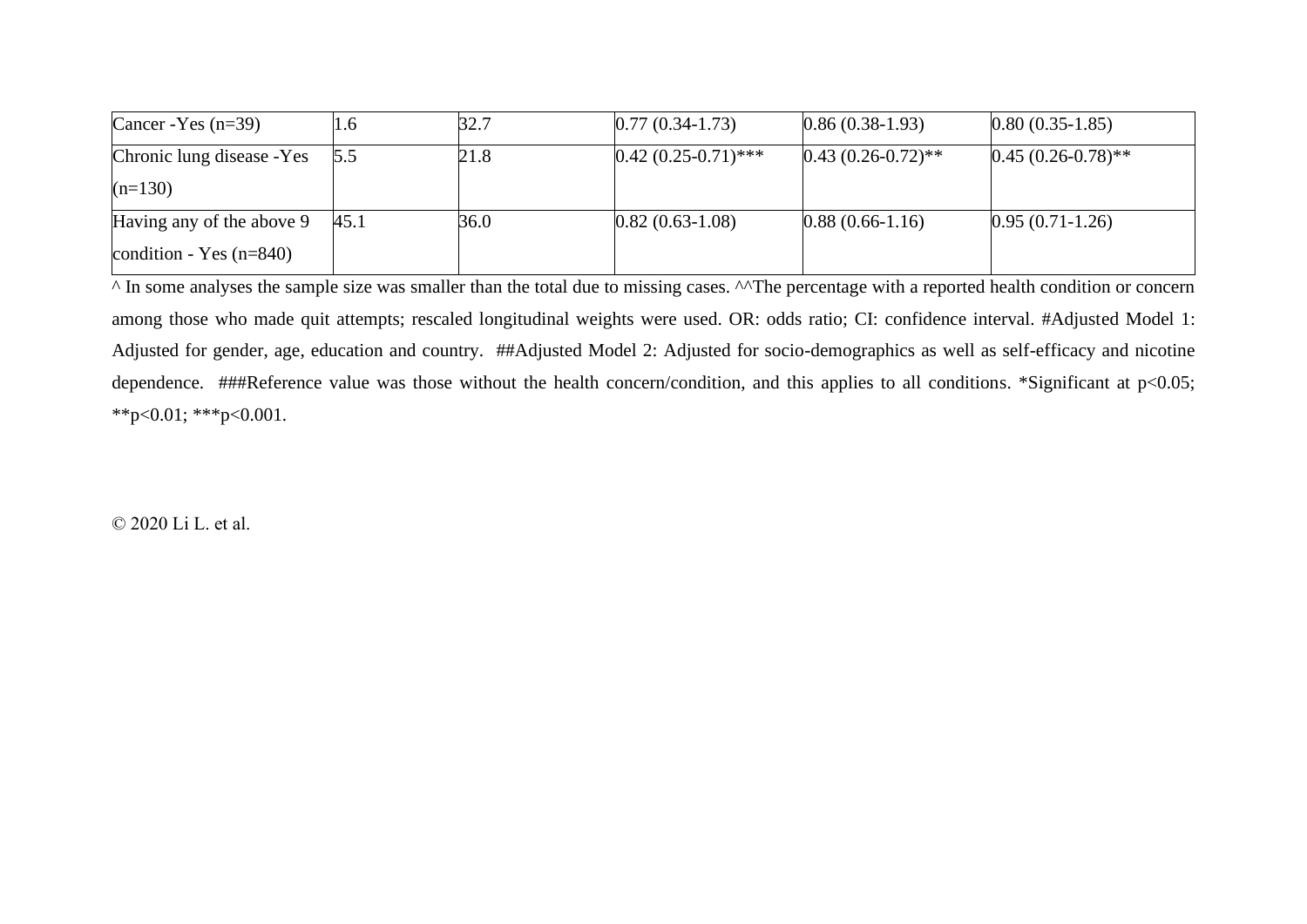| | | | | | |
|---|---|---|---|---|---|
| Cancer -Yes (n=39) | 1.6 | 32.7 | 0.77 (0.34-1.73) | 0.86 (0.38-1.93) | 0.80 (0.35-1.85) |
| Chronic lung disease -Yes (n=130) | 5.5 | 21.8 | 0.42 (0.25-0.71)*** | 0.43 (0.26-0.72)** | 0.45 (0.26-0.78)** |
| Having any of the above 9 condition - Yes (n=840) | 45.1 | 36.0 | 0.82 (0.63-1.08) | 0.88 (0.66-1.16) | 0.95 (0.71-1.26) |

^ In some analyses the sample size was smaller than the total due to missing cases. ^^The percentage with a reported health condition or concern among those who made quit attempts; rescaled longitudinal weights were used. OR: odds ratio; CI: confidence interval. #Adjusted Model 1: Adjusted for gender, age, education and country. ##Adjusted Model 2: Adjusted for socio-demographics as well as self-efficacy and nicotine dependence. ###Reference value was those without the health concern/condition, and this applies to all conditions. *Significant at $p<0.05$; **$p<0.01$; ***$p<0.001$.

© 2020 Li L. et al.